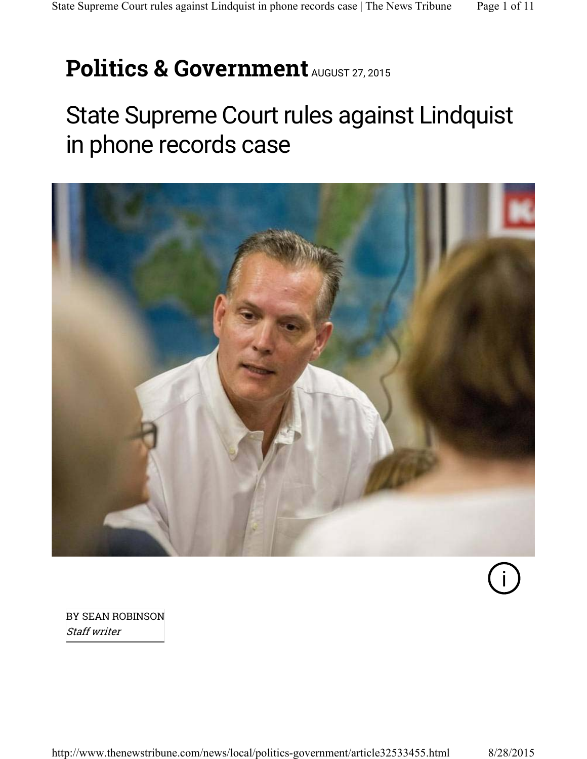**Politics & Government** AUGUST 27, 2015

# State Supreme Court rules against Lindquist in phone records case

BY SEAN ROBINSON
*Staff writer*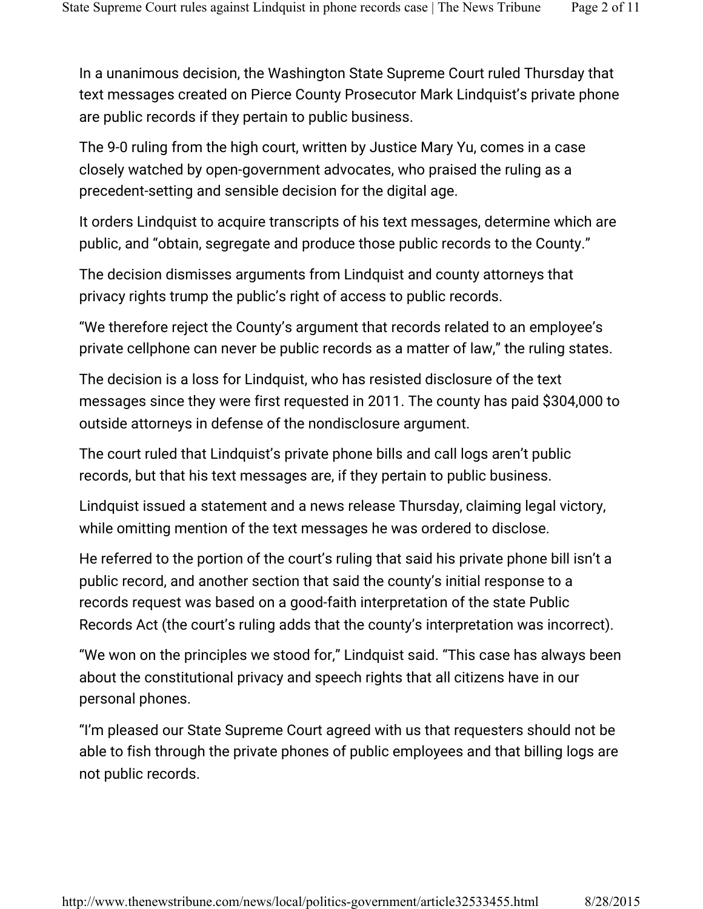In a unanimous decision, the Washington State Supreme Court ruled Thursday that text messages created on Pierce County Prosecutor Mark Lindquist's private phone are public records if they pertain to public business.

The 9-0 ruling from the high court, written by Justice Mary Yu, comes in a case closely watched by open-government advocates, who praised the ruling as a precedent-setting and sensible decision for the digital age.

It orders Lindquist to acquire transcripts of his text messages, determine which are public, and "obtain, segregate and produce those public records to the County."

The decision dismisses arguments from Lindquist and county attorneys that privacy rights trump the public's right of access to public records.

"We therefore reject the County's argument that records related to an employee's private cellphone can never be public records as a matter of law," the ruling states.

The decision is a loss for Lindquist, who has resisted disclosure of the text messages since they were first requested in 2011. The county has paid $304,000 to outside attorneys in defense of the nondisclosure argument.

The court ruled that Lindquist's private phone bills and call logs aren't public records, but that his text messages are, if they pertain to public business.

Lindquist issued a statement and a news release Thursday, claiming legal victory, while omitting mention of the text messages he was ordered to disclose.

He referred to the portion of the court's ruling that said his private phone bill isn't a public record, and another section that said the county's initial response to a records request was based on a good-faith interpretation of the state Public Records Act (the court's ruling adds that the county's interpretation was incorrect).

"We won on the principles we stood for," Lindquist said. "This case has always been about the constitutional privacy and speech rights that all citizens have in our personal phones.

"I'm pleased our State Supreme Court agreed with us that requesters should not be able to fish through the private phones of public employees and that billing logs are not public records.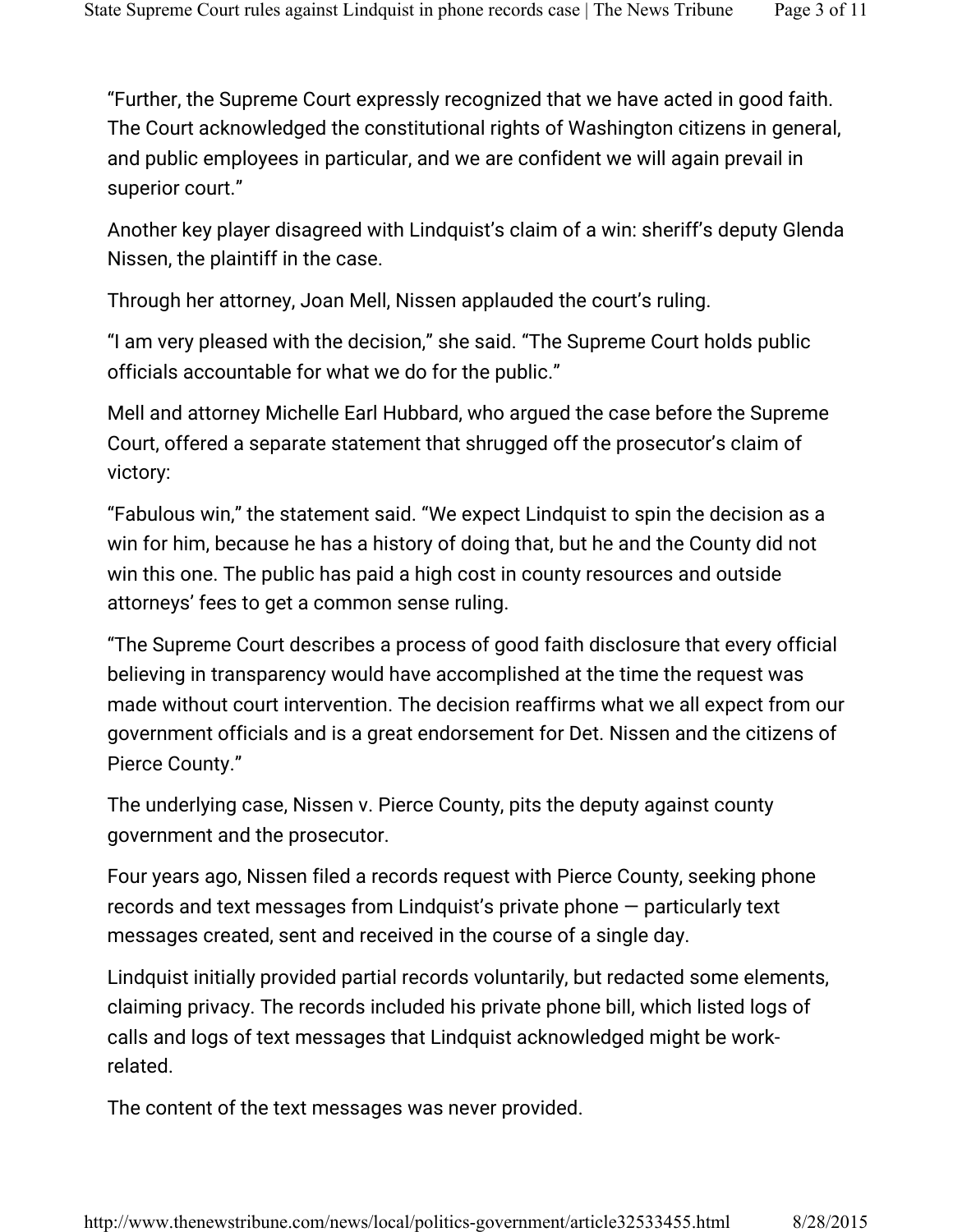“Further, the Supreme Court expressly recognized that we have acted in good faith. The Court acknowledged the constitutional rights of Washington citizens in general, and public employees in particular, and we are confident we will again prevail in superior court.”

Another key player disagreed with Lindquist’s claim of a win: sheriff’s deputy Glenda Nissen, the plaintiff in the case.

Through her attorney, Joan Mell, Nissen applauded the court’s ruling.

“I am very pleased with the decision,” she said. “The Supreme Court holds public officials accountable for what we do for the public.”

Mell and attorney Michelle Earl Hubbard, who argued the case before the Supreme Court, offered a separate statement that shrugged off the prosecutor’s claim of victory:

“Fabulous win,” the statement said. “We expect Lindquist to spin the decision as a win for him, because he has a history of doing that, but he and the County did not win this one. The public has paid a high cost in county resources and outside attorneys’ fees to get a common sense ruling.

“The Supreme Court describes a process of good faith disclosure that every official believing in transparency would have accomplished at the time the request was made without court intervention. The decision reaffirms what we all expect from our government officials and is a great endorsement for Det. Nissen and the citizens of Pierce County.”

The underlying case, Nissen v. Pierce County, pits the deputy against county government and the prosecutor.

Four years ago, Nissen filed a records request with Pierce County, seeking phone records and text messages from Lindquist’s private phone — particularly text messages created, sent and received in the course of a single day.

Lindquist initially provided partial records voluntarily, but redacted some elements, claiming privacy. The records included his private phone bill, which listed logs of calls and logs of text messages that Lindquist acknowledged might be work-related.

The content of the text messages was never provided.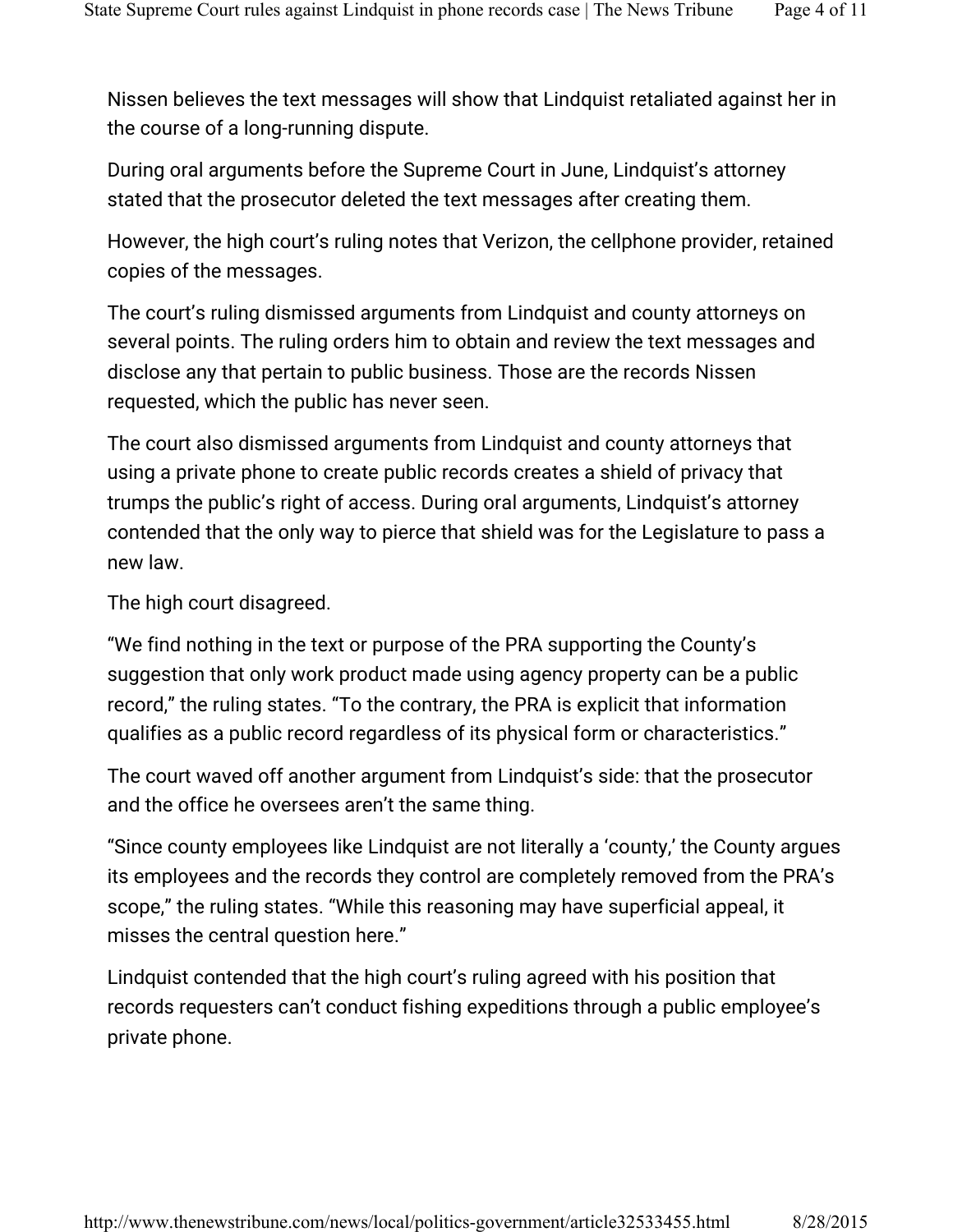Nissen believes the text messages will show that Lindquist retaliated against her in the course of a long-running dispute.

During oral arguments before the Supreme Court in June, Lindquist's attorney stated that the prosecutor deleted the text messages after creating them.

However, the high court's ruling notes that Verizon, the cellphone provider, retained copies of the messages.

The court's ruling dismissed arguments from Lindquist and county attorneys on several points. The ruling orders him to obtain and review the text messages and disclose any that pertain to public business. Those are the records Nissen requested, which the public has never seen.

The court also dismissed arguments from Lindquist and county attorneys that using a private phone to create public records creates a shield of privacy that trumps the public's right of access. During oral arguments, Lindquist's attorney contended that the only way to pierce that shield was for the Legislature to pass a new law.

The high court disagreed.

"We find nothing in the text or purpose of the PRA supporting the County's suggestion that only work product made using agency property can be a public record," the ruling states. "To the contrary, the PRA is explicit that information qualifies as a public record regardless of its physical form or characteristics."

The court waved off another argument from Lindquist's side: that the prosecutor and the office he oversees aren't the same thing.

"Since county employees like Lindquist are not literally a 'county,' the County argues its employees and the records they control are completely removed from the PRA's scope," the ruling states. "While this reasoning may have superficial appeal, it misses the central question here."

Lindquist contended that the high court's ruling agreed with his position that records requesters can't conduct fishing expeditions through a public employee's private phone.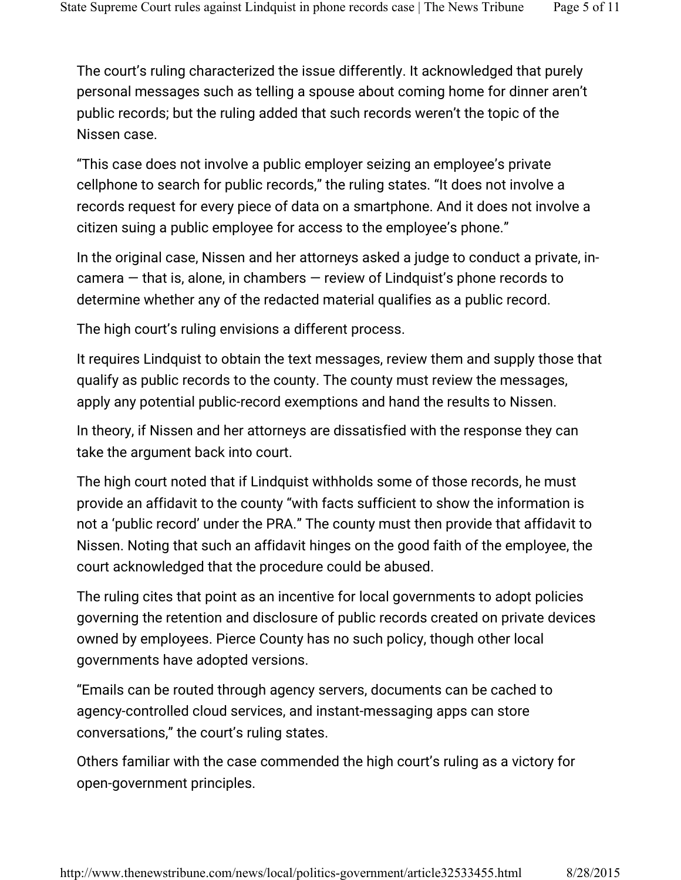The court's ruling characterized the issue differently. It acknowledged that purely personal messages such as telling a spouse about coming home for dinner aren't public records; but the ruling added that such records weren't the topic of the Nissen case.

"This case does not involve a public employer seizing an employee's private cellphone to search for public records," the ruling states. "It does not involve a records request for every piece of data on a smartphone. And it does not involve a citizen suing a public employee for access to the employee's phone."

In the original case, Nissen and her attorneys asked a judge to conduct a private, in-camera — that is, alone, in chambers — review of Lindquist's phone records to determine whether any of the redacted material qualifies as a public record.

The high court's ruling envisions a different process.

It requires Lindquist to obtain the text messages, review them and supply those that qualify as public records to the county. The county must review the messages, apply any potential public-record exemptions and hand the results to Nissen.

In theory, if Nissen and her attorneys are dissatisfied with the response they can take the argument back into court.

The high court noted that if Lindquist withholds some of those records, he must provide an affidavit to the county "with facts sufficient to show the information is not a 'public record' under the PRA." The county must then provide that affidavit to Nissen. Noting that such an affidavit hinges on the good faith of the employee, the court acknowledged that the procedure could be abused.

The ruling cites that point as an incentive for local governments to adopt policies governing the retention and disclosure of public records created on private devices owned by employees. Pierce County has no such policy, though other local governments have adopted versions.

"Emails can be routed through agency servers, documents can be cached to agency-controlled cloud services, and instant-messaging apps can store conversations," the court's ruling states.

Others familiar with the case commended the high court's ruling as a victory for open-government principles.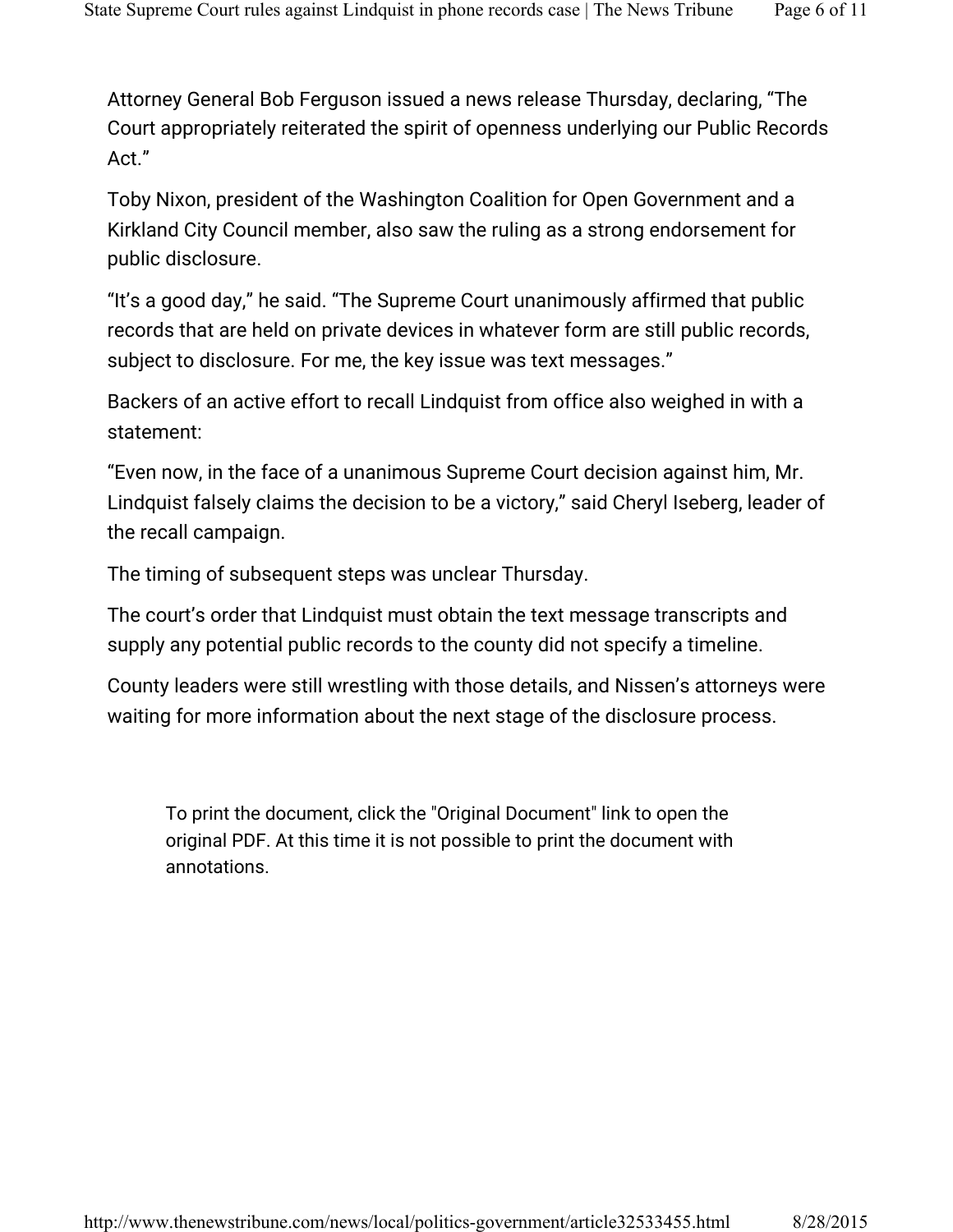Attorney General Bob Ferguson issued a news release Thursday, declaring, “The Court appropriately reiterated the spirit of openness underlying our Public Records Act.”

Toby Nixon, president of the Washington Coalition for Open Government and a Kirkland City Council member, also saw the ruling as a strong endorsement for public disclosure.

“It’s a good day,” he said. “The Supreme Court unanimously affirmed that public records that are held on private devices in whatever form are still public records, subject to disclosure. For me, the key issue was text messages.”

Backers of an active effort to recall Lindquist from office also weighed in with a statement:

“Even now, in the face of a unanimous Supreme Court decision against him, Mr. Lindquist falsely claims the decision to be a victory,” said Cheryl Iseberg, leader of the recall campaign.

The timing of subsequent steps was unclear Thursday.

The court’s order that Lindquist must obtain the text message transcripts and supply any potential public records to the county did not specify a timeline.

County leaders were still wrestling with those details, and Nissen’s attorneys were waiting for more information about the next stage of the disclosure process.

To print the document, click the "Original Document" link to open the original PDF. At this time it is not possible to print the document with annotations.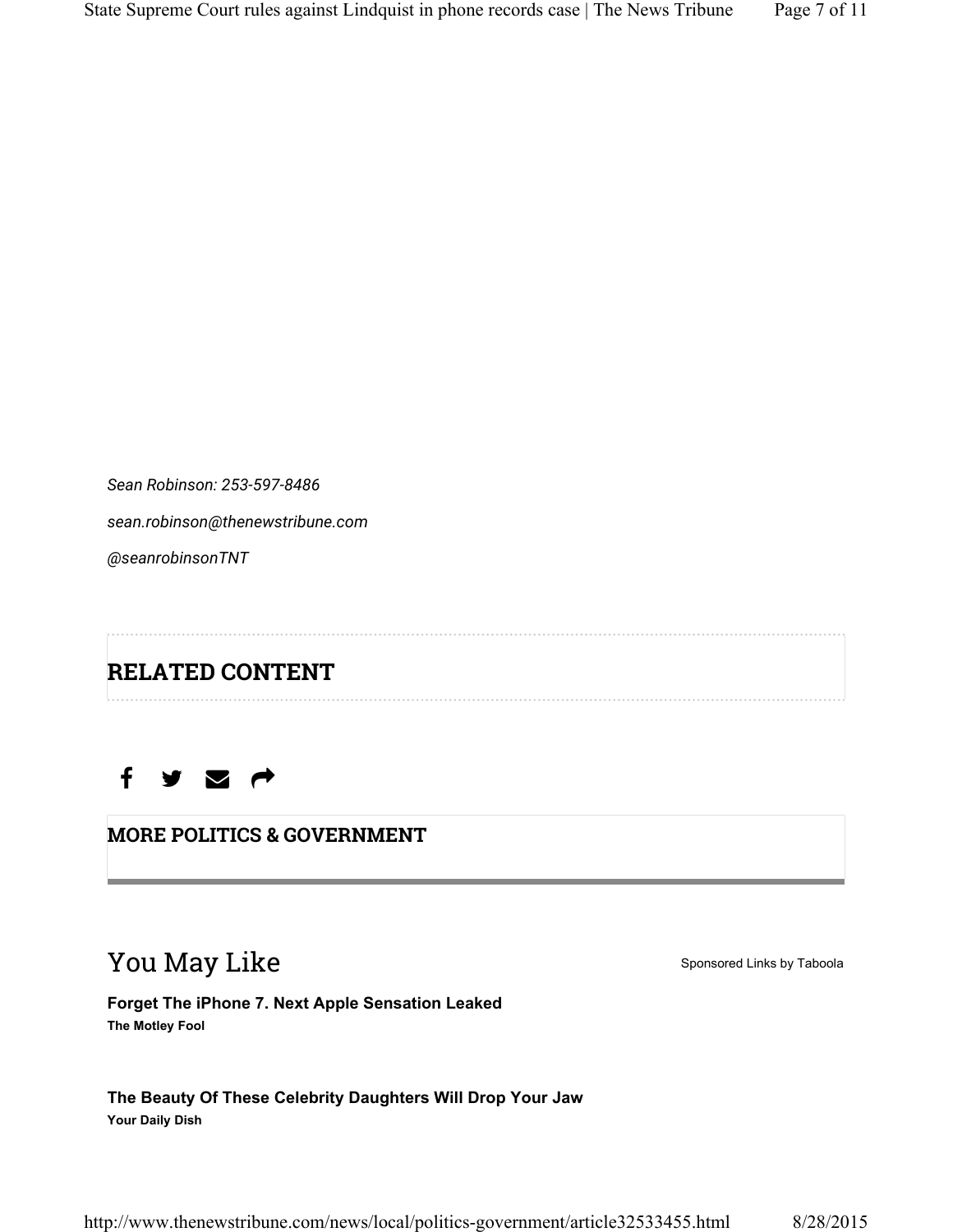*Sean Robinson: 253-597-8486*

*sean.robinson@thenewstribune.com*

*@seanrobinsonTNT*

## RELATED CONTENT

## MORE POLITICS & GOVERNMENT

## You May Like

Sponsored Links by Taboola

**Forget The iPhone 7. Next Apple Sensation Leaked**
**The Motley Fool**

**The Beauty Of These Celebrity Daughters Will Drop Your Jaw**
**Your Daily Dish**